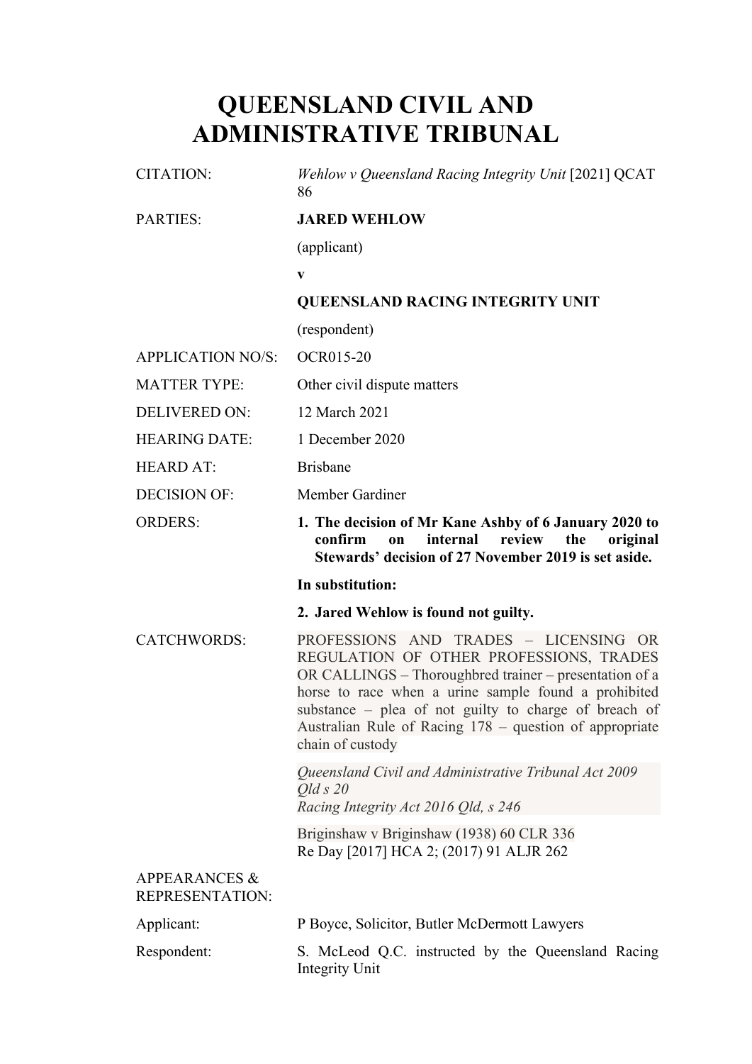# QUEENSLAND CIVIL AND ADMINISTRATIVE TRIBUNAL

| | |
|---|---|
| CITATION: | *Wehlow v Queensland Racing Integrity Unit* [2021] QCAT 86 |
| PARTIES: | **JARED WEHLOW**<br>(applicant)<br>**v**<br>**QUEENSLAND RACING INTEGRITY UNIT**<br>(respondent) |
| APPLICATION NO/S: | OCR015-20 |
| MATTER TYPE: | Other civil dispute matters |
| DELIVERED ON: | 12 March 2021 |
| HEARING DATE: | 1 December 2020 |
| HEARD AT: | Brisbane |
| DECISION OF: | Member Gardiner |
| ORDERS: | **1. The decision of Mr Kane Ashby of 6 January 2020 to confirm on internal review the original Stewards' decision of 27 November 2019 is set aside.**<br>**In substitution:**<br>**2. Jared Wehlow is found not guilty.** |
| CATCHWORDS: | PROFESSIONS AND TRADES – LICENSING OR REGULATION OF OTHER PROFESSIONS, TRADES OR CALLINGS – Thoroughbred trainer – presentation of a horse to race when a urine sample found a prohibited substance – plea of not guilty to charge of breach of Australian Rule of Racing 178 – question of appropriate chain of custody<br><br>*Queensland Civil and Administrative Tribunal Act 2009 Qld s 20*<br>*Racing Integrity Act 2016 Qld, s 246*<br><br>Briginshaw v Briginshaw (1938) 60 CLR 336<br>Re Day [2017] HCA 2; (2017) 91 ALJR 262 |
| APPEARANCES & REPRESENTATION: | |
| Applicant: | P Boyce, Solicitor, Butler McDermott Lawyers |
| Respondent: | S. McLeod Q.C. instructed by the Queensland Racing Integrity Unit |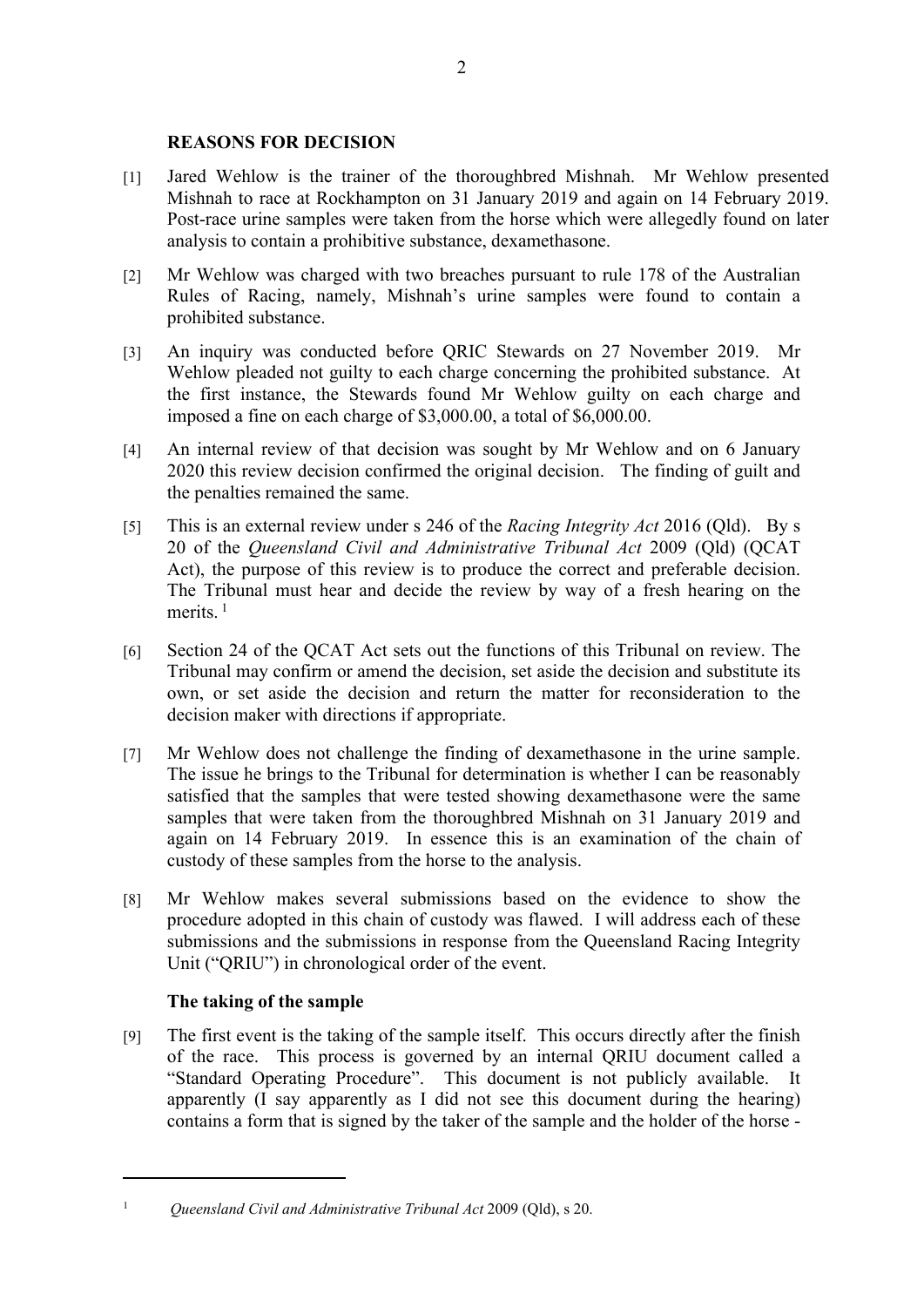## REASONS FOR DECISION

[1] Jared Wehlow is the trainer of the thoroughbred Mishnah. Mr Wehlow presented Mishnah to race at Rockhampton on 31 January 2019 and again on 14 February 2019. Post-race urine samples were taken from the horse which were allegedly found on later analysis to contain a prohibitive substance, dexamethasone.

[2] Mr Wehlow was charged with two breaches pursuant to rule 178 of the Australian Rules of Racing, namely, Mishnah's urine samples were found to contain a prohibited substance.

[3] An inquiry was conducted before QRIC Stewards on 27 November 2019. Mr Wehlow pleaded not guilty to each charge concerning the prohibited substance. At the first instance, the Stewards found Mr Wehlow guilty on each charge and imposed a fine on each charge of $3,000.00, a total of $6,000.00.

[4] An internal review of that decision was sought by Mr Wehlow and on 6 January 2020 this review decision confirmed the original decision. The finding of guilt and the penalties remained the same.

[5] This is an external review under s 246 of the *Racing Integrity Act* 2016 (Qld). By s 20 of the *Queensland Civil and Administrative Tribunal Act* 2009 (Qld) (QCAT Act), the purpose of this review is to produce the correct and preferable decision. The Tribunal must hear and decide the review by way of a fresh hearing on the merits. [1]

[6] Section 24 of the QCAT Act sets out the functions of this Tribunal on review. The Tribunal may confirm or amend the decision, set aside the decision and substitute its own, or set aside the decision and return the matter for reconsideration to the decision maker with directions if appropriate.

[7] Mr Wehlow does not challenge the finding of dexamethasone in the urine sample. The issue he brings to the Tribunal for determination is whether I can be reasonably satisfied that the samples that were tested showing dexamethasone were the same samples that were taken from the thoroughbred Mishnah on 31 January 2019 and again on 14 February 2019. In essence this is an examination of the chain of custody of these samples from the horse to the analysis.

[8] Mr Wehlow makes several submissions based on the evidence to show the procedure adopted in this chain of custody was flawed. I will address each of these submissions and the submissions in response from the Queensland Racing Integrity Unit ("QRIU") in chronological order of the event.

### The taking of the sample

[9] The first event is the taking of the sample itself. This occurs directly after the finish of the race. This process is governed by an internal QRIU document called a "Standard Operating Procedure". This document is not publicly available. It apparently (I say apparently as I did not see this document during the hearing) contains a form that is signed by the taker of the sample and the holder of the horse -

---

[1] *Queensland Civil and Administrative Tribunal Act* 2009 (Qld), s 20.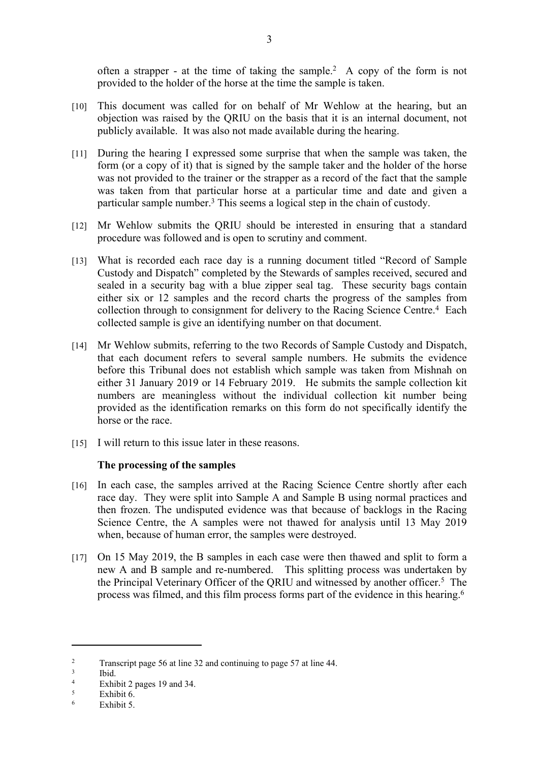often a strapper - at the time of taking the sample.[2] A copy of the form is not provided to the holder of the horse at the time the sample is taken.

[10] This document was called for on behalf of Mr Wehlow at the hearing, but an objection was raised by the QRIU on the basis that it is an internal document, not publicly available. It was also not made available during the hearing.

[11] During the hearing I expressed some surprise that when the sample was taken, the form (or a copy of it) that is signed by the sample taker and the holder of the horse was not provided to the trainer or the strapper as a record of the fact that the sample was taken from that particular horse at a particular time and date and given a particular sample number.[3] This seems a logical step in the chain of custody.

[12] Mr Wehlow submits the QRIU should be interested in ensuring that a standard procedure was followed and is open to scrutiny and comment.

[13] What is recorded each race day is a running document titled "Record of Sample Custody and Dispatch" completed by the Stewards of samples received, secured and sealed in a security bag with a blue zipper seal tag. These security bags contain either six or 12 samples and the record charts the progress of the samples from collection through to consignment for delivery to the Racing Science Centre.[4] Each collected sample is give an identifying number on that document.

[14] Mr Wehlow submits, referring to the two Records of Sample Custody and Dispatch, that each document refers to several sample numbers. He submits the evidence before this Tribunal does not establish which sample was taken from Mishnah on either 31 January 2019 or 14 February 2019. He submits the sample collection kit numbers are meaningless without the individual collection kit number being provided as the identification remarks on this form do not specifically identify the horse or the race.

[15] I will return to this issue later in these reasons.

**The processing of the samples**

[16] In each case, the samples arrived at the Racing Science Centre shortly after each race day. They were split into Sample A and Sample B using normal practices and then frozen. The undisputed evidence was that because of backlogs in the Racing Science Centre, the A samples were not thawed for analysis until 13 May 2019 when, because of human error, the samples were destroyed.

[17] On 15 May 2019, the B samples in each case were then thawed and split to form a new A and B sample and re-numbered. This splitting process was undertaken by the Principal Veterinary Officer of the QRIU and witnessed by another officer.[5] The process was filmed, and this film process forms part of the evidence in this hearing.[6]

---

[2] Transcript page 56 at line 32 and continuing to page 57 at line 44.

[3] Ibid.

[4] Exhibit 2 pages 19 and 34.

[5] Exhibit 6.

[6] Exhibit 5.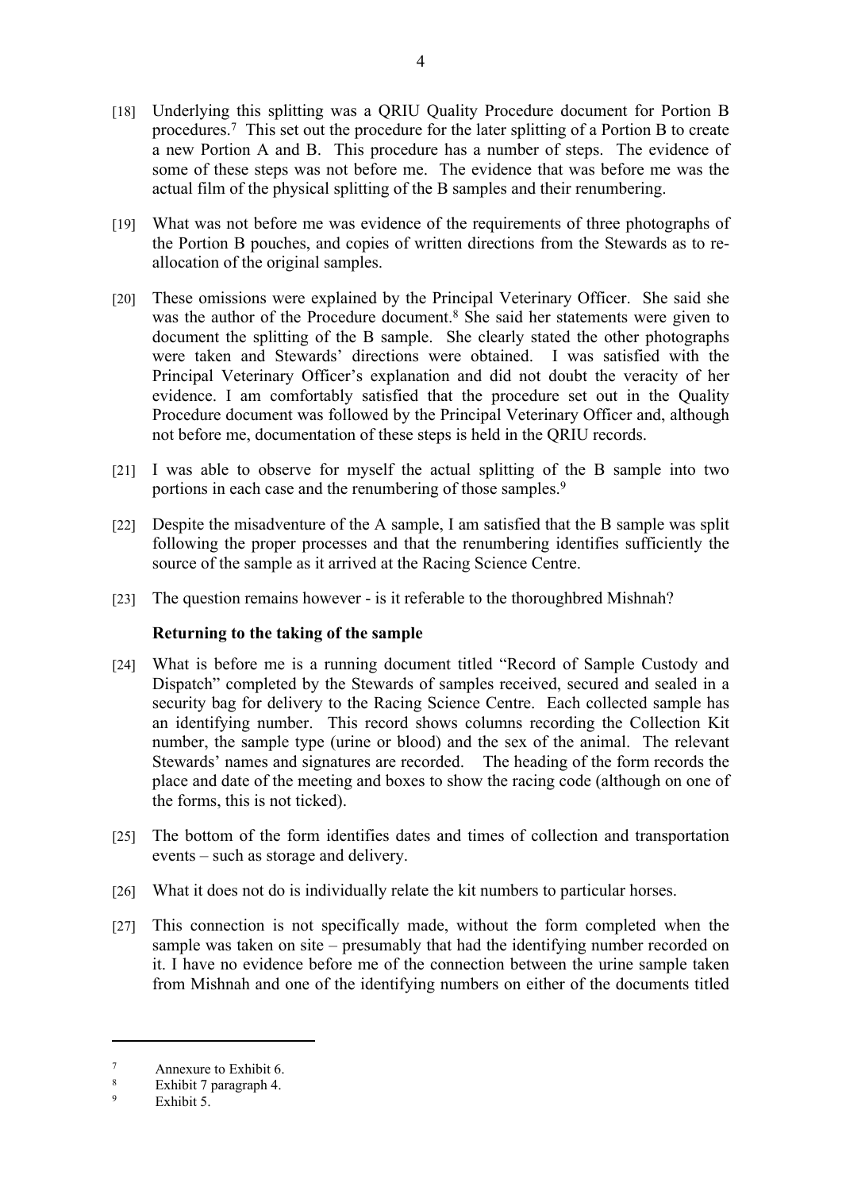[18] Underlying this splitting was a QRIU Quality Procedure document for Portion B procedures.[7] This set out the procedure for the later splitting of a Portion B to create a new Portion A and B. This procedure has a number of steps. The evidence of some of these steps was not before me. The evidence that was before me was the actual film of the physical splitting of the B samples and their renumbering.

[19] What was not before me was evidence of the requirements of three photographs of the Portion B pouches, and copies of written directions from the Stewards as to re-allocation of the original samples.

[20] These omissions were explained by the Principal Veterinary Officer. She said she was the author of the Procedure document.[8] She said her statements were given to document the splitting of the B sample. She clearly stated the other photographs were taken and Stewards' directions were obtained. I was satisfied with the Principal Veterinary Officer's explanation and did not doubt the veracity of her evidence. I am comfortably satisfied that the procedure set out in the Quality Procedure document was followed by the Principal Veterinary Officer and, although not before me, documentation of these steps is held in the QRIU records.

[21] I was able to observe for myself the actual splitting of the B sample into two portions in each case and the renumbering of those samples.[9]

[22] Despite the misadventure of the A sample, I am satisfied that the B sample was split following the proper processes and that the renumbering identifies sufficiently the source of the sample as it arrived at the Racing Science Centre.

[23] The question remains however - is it referable to the thoroughbred Mishnah?

### Returning to the taking of the sample

[24] What is before me is a running document titled "Record of Sample Custody and Dispatch" completed by the Stewards of samples received, secured and sealed in a security bag for delivery to the Racing Science Centre. Each collected sample has an identifying number. This record shows columns recording the Collection Kit number, the sample type (urine or blood) and the sex of the animal. The relevant Stewards' names and signatures are recorded. The heading of the form records the place and date of the meeting and boxes to show the racing code (although on one of the forms, this is not ticked).

[25] The bottom of the form identifies dates and times of collection and transportation events – such as storage and delivery.

[26] What it does not do is individually relate the kit numbers to particular horses.

[27] This connection is not specifically made, without the form completed when the sample was taken on site – presumably that had the identifying number recorded on it. I have no evidence before me of the connection between the urine sample taken from Mishnah and one of the identifying numbers on either of the documents titled

---

[7] Annexure to Exhibit 6.

[8] Exhibit 7 paragraph 4.

[9] Exhibit 5.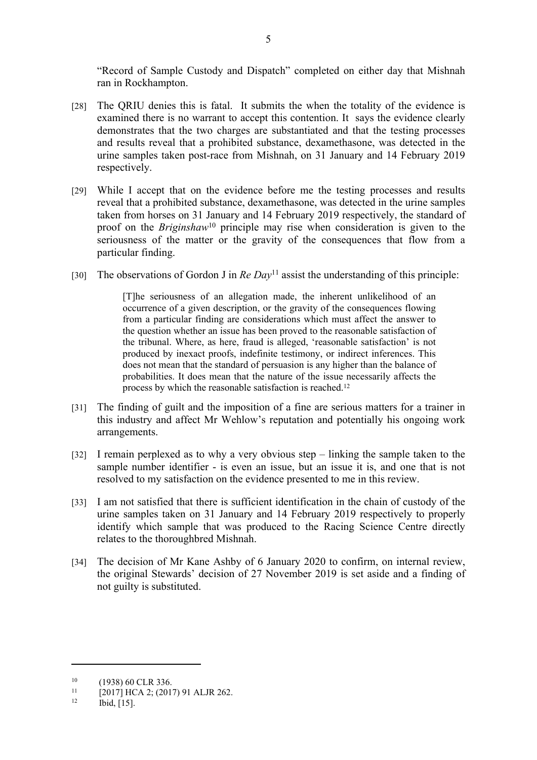"Record of Sample Custody and Dispatch" completed on either day that Mishnah ran in Rockhampton.

[28] The QRIU denies this is fatal. It submits the when the totality of the evidence is examined there is no warrant to accept this contention. It says the evidence clearly demonstrates that the two charges are substantiated and that the testing processes and results reveal that a prohibited substance, dexamethasone, was detected in the urine samples taken post-race from Mishnah, on 31 January and 14 February 2019 respectively.

[29] While I accept that on the evidence before me the testing processes and results reveal that a prohibited substance, dexamethasone, was detected in the urine samples taken from horses on 31 January and 14 February 2019 respectively, the standard of proof on the *Briginshaw*[10] principle may rise when consideration is given to the seriousness of the matter or the gravity of the consequences that flow from a particular finding.

[30] The observations of Gordon J in *Re Day*[11] assist the understanding of this principle:

> [T]he seriousness of an allegation made, the inherent unlikelihood of an occurrence of a given description, or the gravity of the consequences flowing from a particular finding are considerations which must affect the answer to the question whether an issue has been proved to the reasonable satisfaction of the tribunal. Where, as here, fraud is alleged, 'reasonable satisfaction' is not produced by inexact proofs, indefinite testimony, or indirect inferences. This does not mean that the standard of persuasion is any higher than the balance of probabilities. It does mean that the nature of the issue necessarily affects the process by which the reasonable satisfaction is reached.[12]

[31] The finding of guilt and the imposition of a fine are serious matters for a trainer in this industry and affect Mr Wehlow's reputation and potentially his ongoing work arrangements.

[32] I remain perplexed as to why a very obvious step – linking the sample taken to the sample number identifier - is even an issue, but an issue it is, and one that is not resolved to my satisfaction on the evidence presented to me in this review.

[33] I am not satisfied that there is sufficient identification in the chain of custody of the urine samples taken on 31 January and 14 February 2019 respectively to properly identify which sample that was produced to the Racing Science Centre directly relates to the thoroughbred Mishnah.

[34] The decision of Mr Kane Ashby of 6 January 2020 to confirm, on internal review, the original Stewards' decision of 27 November 2019 is set aside and a finding of not guilty is substituted.

---

[10] (1938) 60 CLR 336.

[11] [2017] HCA 2; (2017) 91 ALJR 262.

[12] Ibid, [15].